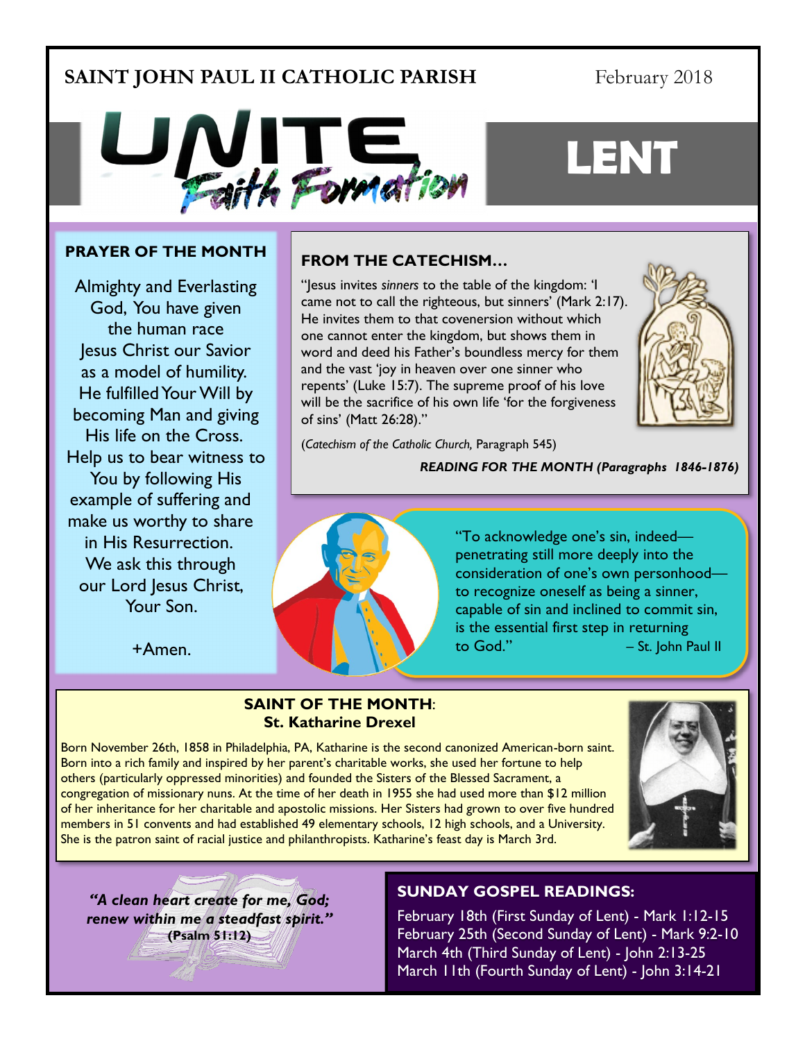**SAINT JOHN PAUL II CATHOLIC PARISH** February 2018

# UNITE Faith Formation

# LENT

## PRAYER OF THE MONTH

Almighty and Everlasting God, You have given the human race Jesus Christ our Savior as a model of humility. He fulfilled Your Will by becoming Man and giving His life on the Cross. Help us to bear witness to You by following His example of suffering and make us worthy to share in His Resurrection. We ask this through our Lord Jesus Christ, Your Son.

+Amen.

## FROM THE CATECHISM…

"Jesus invites *sinners* to the table of the kingdom: 'I came not to call the righteous, but sinners' (Mark 2:17). He invites them to that covenersion without which one cannot enter the kingdom, but shows them in word and deed his Father's boundless mercy for them and the vast 'joy in heaven over one sinner who repents' (Luke 15:7). The supreme proof of his love will be the sacrifice of his own life 'for the forgiveness of sins' (Matt 26:28)."

(*Catechism of the Catholic Church,* Paragraph 545)

***READING FOR THE MONTH (Paragraphs 1846-1876)***

"To acknowledge one's sin, indeed—penetrating still more deeply into the consideration of one's own personhood—to recognize oneself as being a sinner, capable of sin and inclined to commit sin, is the essential first step in returning to God." – St. John Paul II

## SAINT OF THE MONTH: St. Katharine Drexel

Born November 26th, 1858 in Philadelphia, PA, Katharine is the second canonized American-born saint. Born into a rich family and inspired by her parent's charitable works, she used her fortune to help others (particularly oppressed minorities) and founded the Sisters of the Blessed Sacrament, a congregation of missionary nuns. At the time of her death in 1955 she had used more than $12 million of her inheritance for her charitable and apostolic missions. Her Sisters had grown to over five hundred members in 51 convents and had established 49 elementary schools, 12 high schools, and a University. She is the patron saint of racial justice and philanthropists. Katharine's feast day is March 3rd.

***"A clean heart create for me, God; renew within me a steadfast spirit."***
**(Psalm 51:12)**

## SUNDAY GOSPEL READINGS:

February 18th (First Sunday of Lent) - Mark 1:12-15
February 25th (Second Sunday of Lent) - Mark 9:2-10
March 4th (Third Sunday of Lent) - John 2:13-25
March 11th (Fourth Sunday of Lent) - John 3:14-21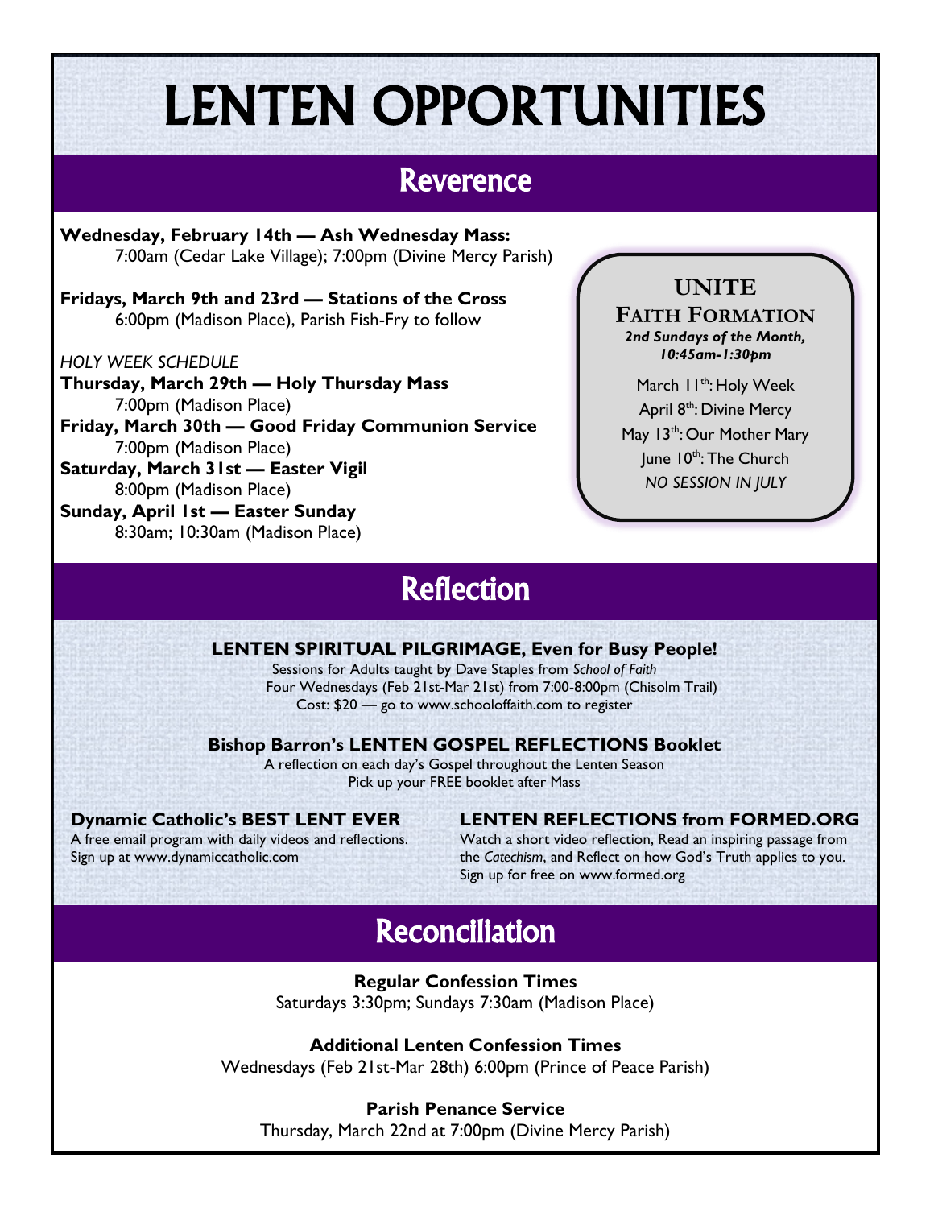# LENTEN OPPORTUNITIES

## Reverence

**Wednesday, February 14th — Ash Wednesday Mass:**
7:00am (Cedar Lake Village); 7:00pm (Divine Mercy Parish)

**Fridays, March 9th and 23rd — Stations of the Cross**
6:00pm (Madison Place), Parish Fish-Fry to follow

*HOLY WEEK SCHEDULE*

**Thursday, March 29th — Holy Thursday Mass**
7:00pm (Madison Place)

**Friday, March 30th — Good Friday Communion Service**
7:00pm (Madison Place)

**Saturday, March 31st — Easter Vigil**
8:00pm (Madison Place)

**Sunday, April 1st — Easter Sunday**
8:30am; 10:30am (Madison Place)

### UNITE FAITH FORMATION

***2nd Sundays of the Month, 10:45am-1:30pm***

March 11th: Holy Week
April 8th: Divine Mercy
May 13th: Our Mother Mary
June 10th: The Church
*NO SESSION IN JULY*

## Reflection

**LENTEN SPIRITUAL PILGRIMAGE, Even for Busy People!**
Sessions for Adults taught by Dave Staples from *School of Faith*
Four Wednesdays (Feb 21st-Mar 21st) from 7:00-8:00pm (Chisolm Trail)
Cost: $20 — go to www.schooloffaith.com to register

**Bishop Barron's LENTEN GOSPEL REFLECTIONS Booklet**
A reflection on each day's Gospel throughout the Lenten Season
Pick up your FREE booklet after Mass

**Dynamic Catholic's BEST LENT EVER**
A free email program with daily videos and reflections.
Sign up at www.dynamiccatholic.com

**LENTEN REFLECTIONS from FORMED.ORG**
Watch a short video reflection, Read an inspiring passage from the *Catechism*, and Reflect on how God's Truth applies to you.
Sign up for free on www.formed.org

## Reconciliation

**Regular Confession Times**
Saturdays 3:30pm; Sundays 7:30am (Madison Place)

**Additional Lenten Confession Times**
Wednesdays (Feb 21st-Mar 28th) 6:00pm (Prince of Peace Parish)

**Parish Penance Service**
Thursday, March 22nd at 7:00pm (Divine Mercy Parish)